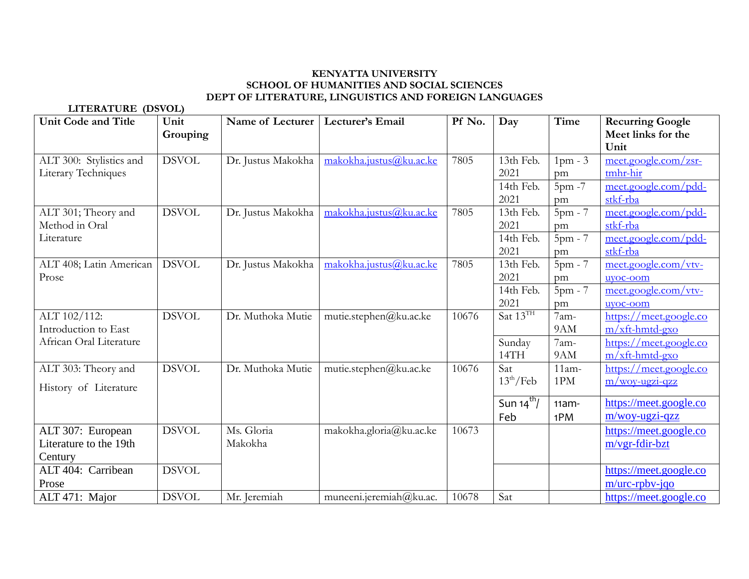**KENYATTA UNIVERSITY**
**SCHOOL OF HUMANITIES AND SOCIAL SCIENCES**
**DEPT OF LITERATURE, LINGUISTICS AND FOREIGN LANGUAGES**

**LITERATURE (DSVOL)**

| Unit Code and Title | Unit Grouping | Name of Lecturer | Lecturer's Email | Pf No. | Day | Time | Recurring Google Meet links for the Unit |
|---|---|---|---|---|---|---|---|
| ALT 300: Stylistics and Literary Techniques | DSVOL | Dr. Justus Makokha | makokha.justus@ku.ac.ke | 7805 | 13th Feb. 2021 | 1pm - 3 pm | meet.google.com/zsr-tmhr-hir |
| | | | | | 14th Feb. 2021 | 5pm -7 pm | meet.google.com/pdd-stkf-rba |
| ALT 301; Theory and Method in Oral Literature | DSVOL | Dr. Justus Makokha | makokha.justus@ku.ac.ke | 7805 | 13th Feb. 2021 | 5pm - 7 pm | meet.google.com/pdd-stkf-rba |
| | | | | | 14th Feb. 2021 | 5pm - 7 pm | meet.google.com/pdd-stkf-rba |
| ALT 408; Latin American Prose | DSVOL | Dr. Justus Makokha | makokha.justus@ku.ac.ke | 7805 | 13th Feb. 2021 | 5pm - 7 pm | meet.google.com/vtv-uyoc-oom |
| | | | | | 14th Feb. 2021 | 5pm - 7 pm | meet.google.com/vtv-uyoc-oom |
| ALT 102/112: Introduction to East African Oral Literature | DSVOL | Dr. Muthoka Mutie | mutie.stephen@ku.ac.ke | 10676 | Sat 13TH | 7am-9AM | https://meet.google.com/xft-hmtd-gxo |
| | | | | | Sunday 14TH | 7am-9AM | https://meet.google.com/xft-hmtd-gxo |
| ALT 303: Theory and History of Literature | DSVOL | Dr. Muthoka Mutie | mutie.stephen@ku.ac.ke | 10676 | Sat 13th/Feb | 11am-1PM | https://meet.google.com/woy-ugzi-qzz |
| | | | | | Sun 14th/ Feb | 11am-1PM | https://meet.google.com/woy-ugzi-qzz |
| ALT 307: European Literature to the 19th Century | DSVOL | Ms. Gloria Makokha | makokha.gloria@ku.ac.ke | 10673 | | | https://meet.google.com/vgr-fdir-bzt |
| ALT 404: Carribean Prose | DSVOL | | | | | | https://meet.google.com/urc-rpbv-jqo |
| ALT 471: Major | DSVOL | Mr. Jeremiah | muneeni.jeremiah@ku.ac. | 10678 | Sat | | https://meet.google.co |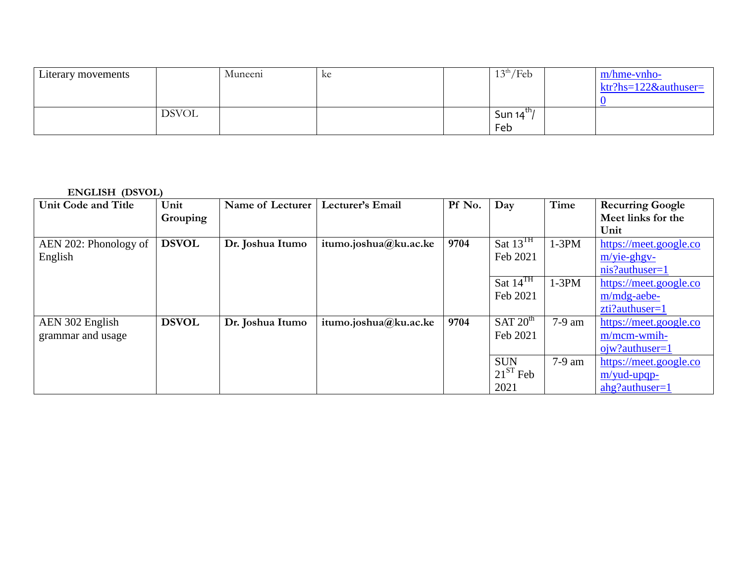| Literary movements | | Muneeni | ke | | 13th/Feb | | m/hme-vnho-ktr?hs=122&authuser=0 |
|---|---|---|---|---|---|---|---|
| | DSVOL | | | | Sun 14th/ Feb | | |

**ENGLISH (DSVOL)**

| Unit Code and Title | Unit Grouping | Name of Lecturer | Lecturer's Email | Pf No. | Day | Time | Recurring Google Meet links for the Unit |
|---|---|---|---|---|---|---|---|
| AEN 202: Phonology of English | **DSVOL** | **Dr. Joshua Itumo** | **itumo.joshua@ku.ac.ke** | **9704** | Sat 13TH Feb 2021 | 1-3PM | https://meet.google.com/yie-ghgv-nis?authuser=1 |
| | | | | | Sat 14TH Feb 2021 | 1-3PM | https://meet.google.com/mdg-aebe-zti?authuser=1 |
| AEN 302 English grammar and usage | **DSVOL** | **Dr. Joshua Itumo** | **itumo.joshua@ku.ac.ke** | **9704** | SAT 20th Feb 2021 | 7-9 am | https://meet.google.com/mcm-wmih-ojw?authuser=1 |
| | | | | | SUN 21ST Feb 2021 | 7-9 am | https://meet.google.com/yud-upqp-ahg?authuser=1 |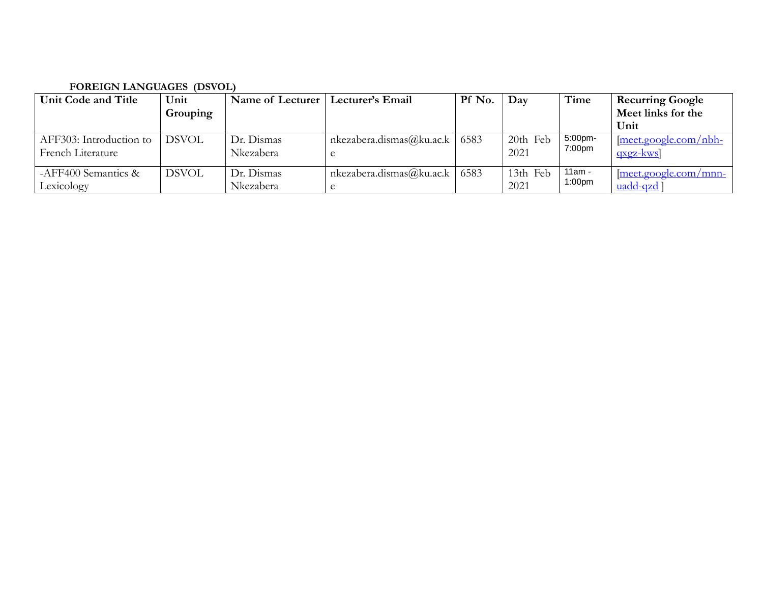**FOREIGN LANGUAGES (DSVOL)**

| Unit Code and Title | Unit Grouping | Name of Lecturer | Lecturer's Email | Pf No. | Day | Time | Recurring Google Meet links for the Unit |
|---|---|---|---|---|---|---|---|
| AFF303: Introduction to French Literature | DSVOL | Dr. Dismas Nkezabera | nkezabera.dismas@ku.ac.ke | 6583 | 20th Feb 2021 | 5:00pm-7:00pm | [meet.google.com/nbh-qxgz-kws] |
| -AFF400 Semantics & Lexicology | DSVOL | Dr. Dismas Nkezabera | nkezabera.dismas@ku.ac.ke | 6583 | 13th Feb 2021 | 11am - 1:00pm | [meet.google.com/mnn-uadd-qzd ] |